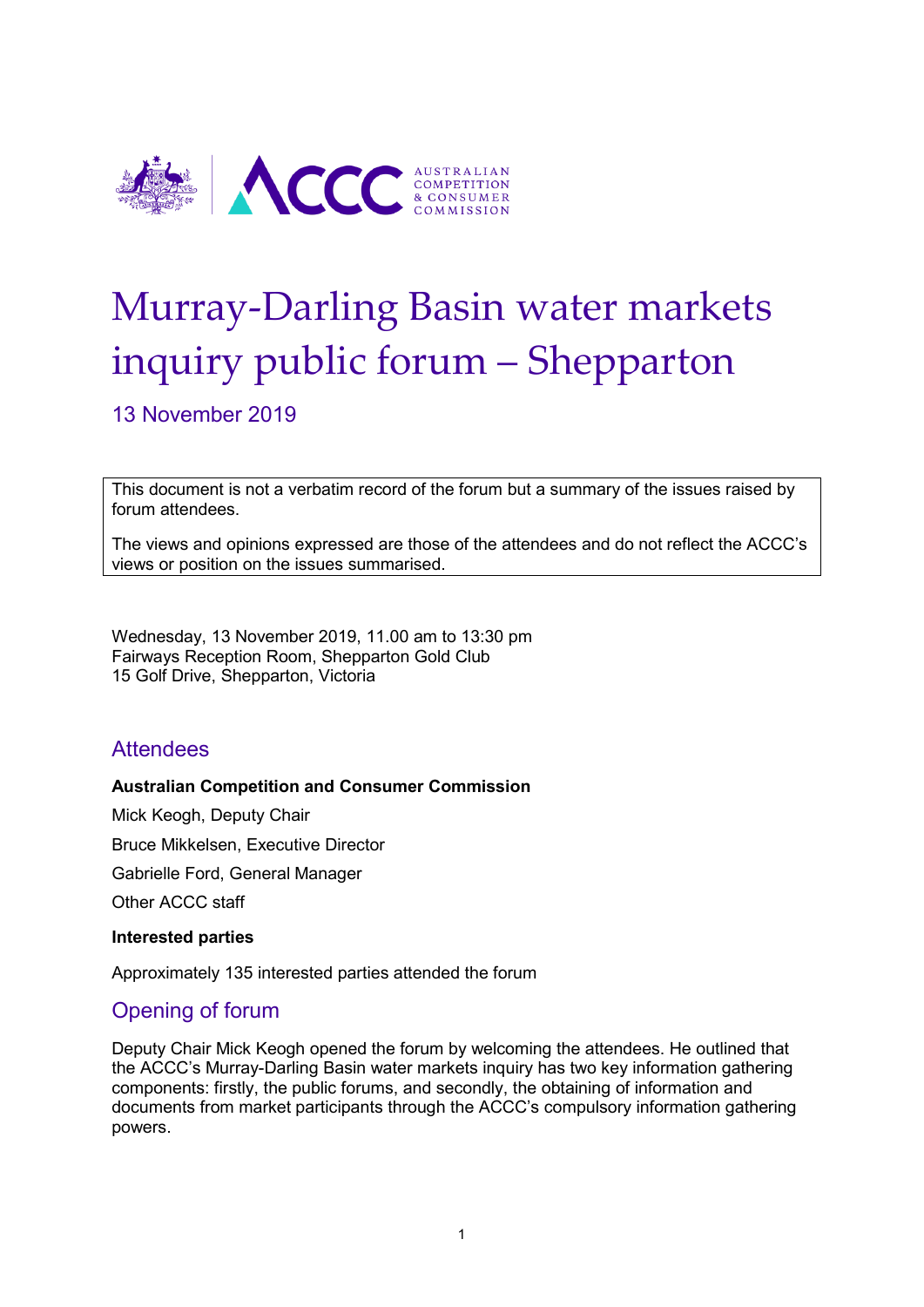# Murray-Darling Basin water markets inquiry public forum – Shepparton

13 November 2019

> This document is not a verbatim record of the forum but a summary of the issues raised by forum attendees.
>
> The views and opinions expressed are those of the attendees and do not reflect the ACCC's views or position on the issues summarised.

Wednesday, 13 November 2019, 11.00 am to 13:30 pm
Fairways Reception Room, Shepparton Gold Club
15 Golf Drive, Shepparton, Victoria

## Attendees

**Australian Competition and Consumer Commission**

Mick Keogh, Deputy Chair

Bruce Mikkelsen, Executive Director

Gabrielle Ford, General Manager

Other ACCC staff

**Interested parties**

Approximately 135 interested parties attended the forum

## Opening of forum

Deputy Chair Mick Keogh opened the forum by welcoming the attendees. He outlined that the ACCC's Murray-Darling Basin water markets inquiry has two key information gathering components: firstly, the public forums, and secondly, the obtaining of information and documents from market participants through the ACCC's compulsory information gathering powers.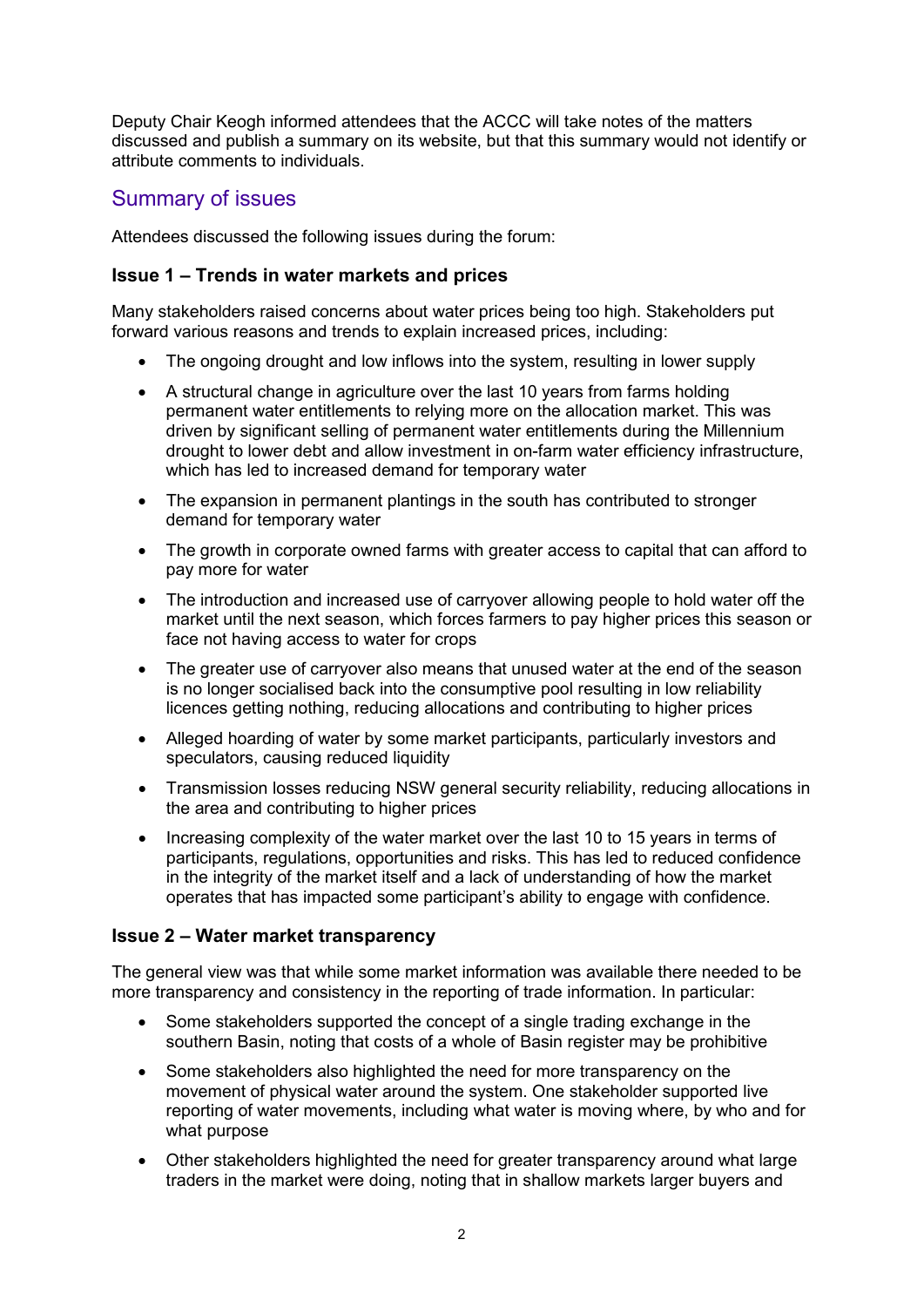Deputy Chair Keogh informed attendees that the ACCC will take notes of the matters discussed and publish a summary on its website, but that this summary would not identify or attribute comments to individuals.

## Summary of issues

Attendees discussed the following issues during the forum:

### Issue 1 – Trends in water markets and prices

Many stakeholders raised concerns about water prices being too high. Stakeholders put forward various reasons and trends to explain increased prices, including:

- The ongoing drought and low inflows into the system, resulting in lower supply
- A structural change in agriculture over the last 10 years from farms holding permanent water entitlements to relying more on the allocation market. This was driven by significant selling of permanent water entitlements during the Millennium drought to lower debt and allow investment in on-farm water efficiency infrastructure, which has led to increased demand for temporary water
- The expansion in permanent plantings in the south has contributed to stronger demand for temporary water
- The growth in corporate owned farms with greater access to capital that can afford to pay more for water
- The introduction and increased use of carryover allowing people to hold water off the market until the next season, which forces farmers to pay higher prices this season or face not having access to water for crops
- The greater use of carryover also means that unused water at the end of the season is no longer socialised back into the consumptive pool resulting in low reliability licences getting nothing, reducing allocations and contributing to higher prices
- Alleged hoarding of water by some market participants, particularly investors and speculators, causing reduced liquidity
- Transmission losses reducing NSW general security reliability, reducing allocations in the area and contributing to higher prices
- Increasing complexity of the water market over the last 10 to 15 years in terms of participants, regulations, opportunities and risks. This has led to reduced confidence in the integrity of the market itself and a lack of understanding of how the market operates that has impacted some participant's ability to engage with confidence.

### Issue 2 – Water market transparency

The general view was that while some market information was available there needed to be more transparency and consistency in the reporting of trade information. In particular:

- Some stakeholders supported the concept of a single trading exchange in the southern Basin, noting that costs of a whole of Basin register may be prohibitive
- Some stakeholders also highlighted the need for more transparency on the movement of physical water around the system. One stakeholder supported live reporting of water movements, including what water is moving where, by who and for what purpose
- Other stakeholders highlighted the need for greater transparency around what large traders in the market were doing, noting that in shallow markets larger buyers and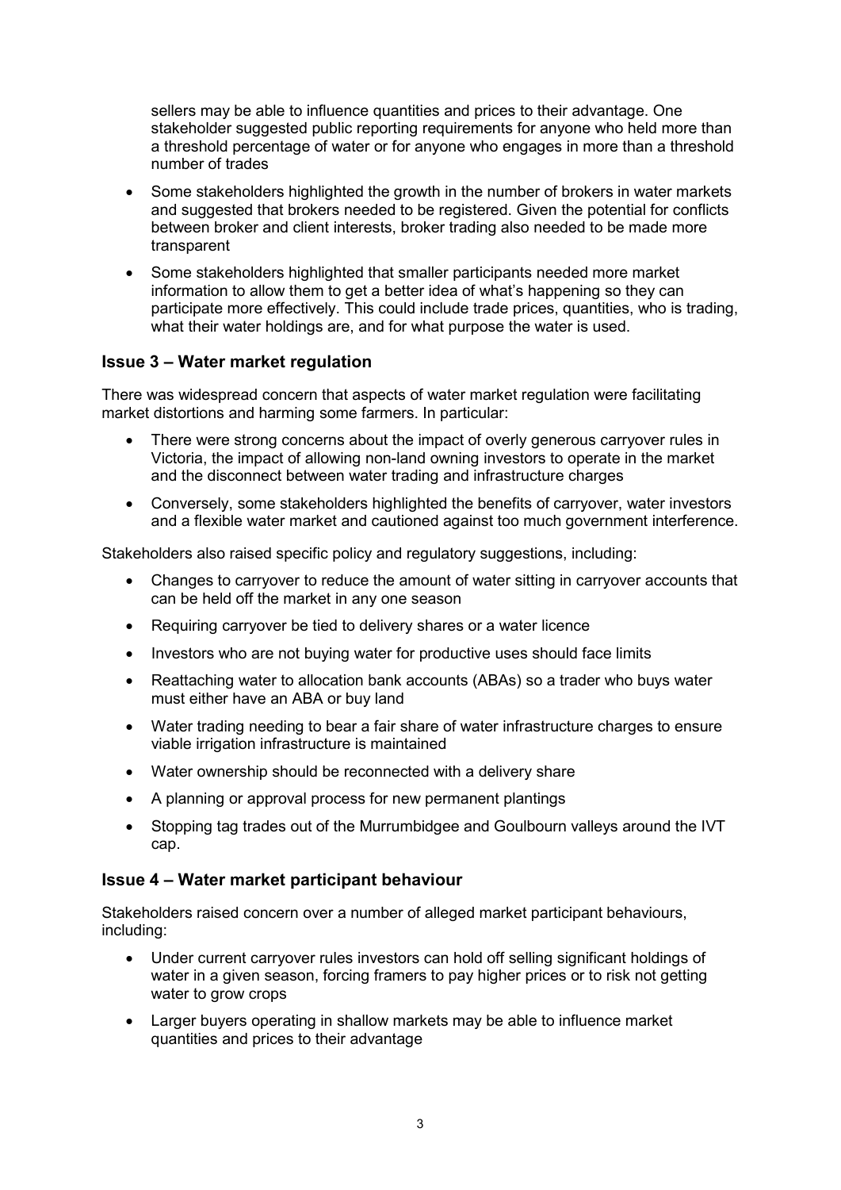sellers may be able to influence quantities and prices to their advantage. One stakeholder suggested public reporting requirements for anyone who held more than a threshold percentage of water or for anyone who engages in more than a threshold number of trades

- Some stakeholders highlighted the growth in the number of brokers in water markets and suggested that brokers needed to be registered. Given the potential for conflicts between broker and client interests, broker trading also needed to be made more transparent
- Some stakeholders highlighted that smaller participants needed more market information to allow them to get a better idea of what's happening so they can participate more effectively. This could include trade prices, quantities, who is trading, what their water holdings are, and for what purpose the water is used.

### Issue 3 – Water market regulation

There was widespread concern that aspects of water market regulation were facilitating market distortions and harming some farmers. In particular:

- There were strong concerns about the impact of overly generous carryover rules in Victoria, the impact of allowing non-land owning investors to operate in the market and the disconnect between water trading and infrastructure charges
- Conversely, some stakeholders highlighted the benefits of carryover, water investors and a flexible water market and cautioned against too much government interference.

Stakeholders also raised specific policy and regulatory suggestions, including:

- Changes to carryover to reduce the amount of water sitting in carryover accounts that can be held off the market in any one season
- Requiring carryover be tied to delivery shares or a water licence
- Investors who are not buying water for productive uses should face limits
- Reattaching water to allocation bank accounts (ABAs) so a trader who buys water must either have an ABA or buy land
- Water trading needing to bear a fair share of water infrastructure charges to ensure viable irrigation infrastructure is maintained
- Water ownership should be reconnected with a delivery share
- A planning or approval process for new permanent plantings
- Stopping tag trades out of the Murrumbidgee and Goulbourn valleys around the IVT cap.

### Issue 4 – Water market participant behaviour

Stakeholders raised concern over a number of alleged market participant behaviours, including:

- Under current carryover rules investors can hold off selling significant holdings of water in a given season, forcing framers to pay higher prices or to risk not getting water to grow crops
- Larger buyers operating in shallow markets may be able to influence market quantities and prices to their advantage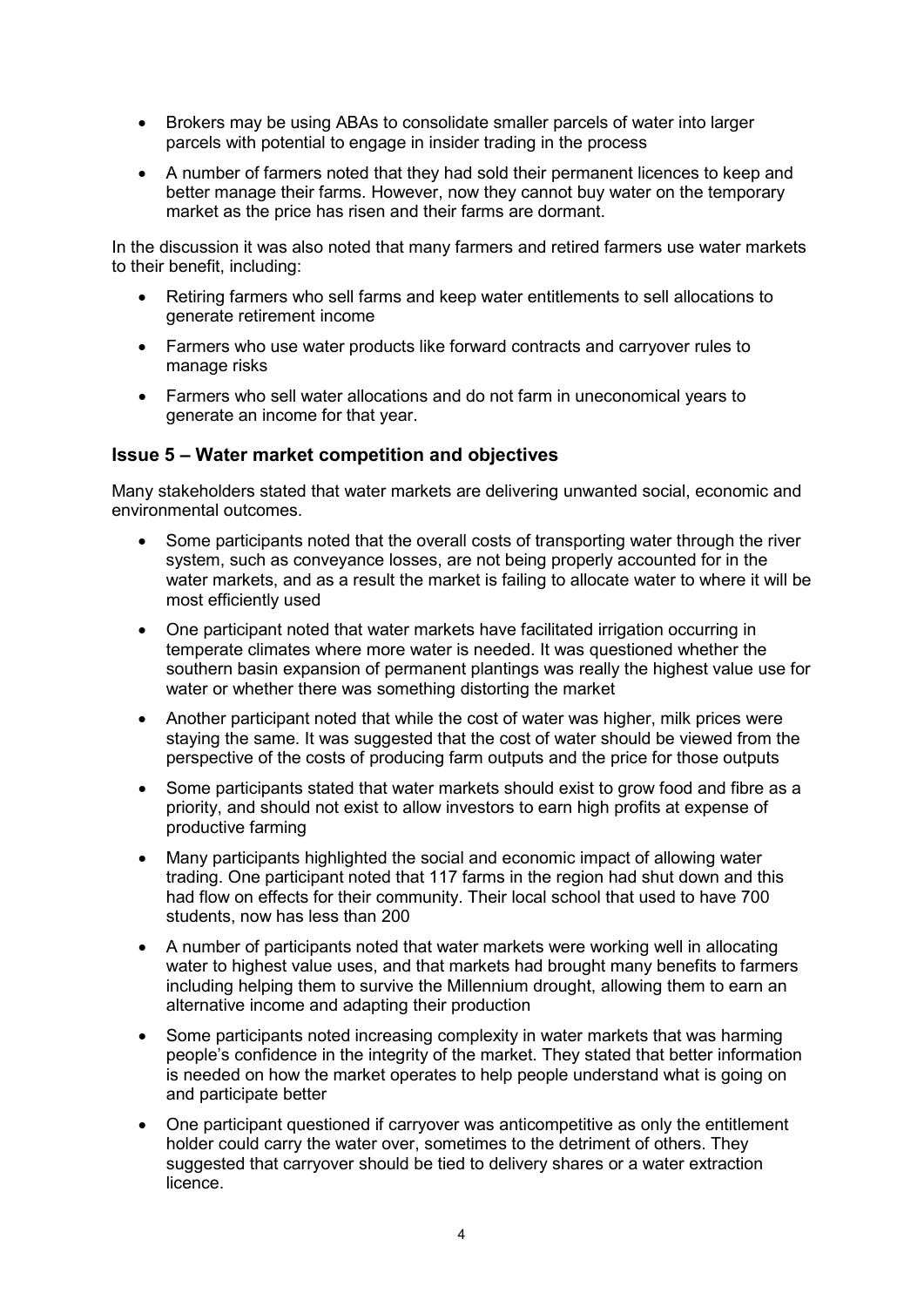- Brokers may be using ABAs to consolidate smaller parcels of water into larger parcels with potential to engage in insider trading in the process
- A number of farmers noted that they had sold their permanent licences to keep and better manage their farms. However, now they cannot buy water on the temporary market as the price has risen and their farms are dormant.

In the discussion it was also noted that many farmers and retired farmers use water markets to their benefit, including:

- Retiring farmers who sell farms and keep water entitlements to sell allocations to generate retirement income
- Farmers who use water products like forward contracts and carryover rules to manage risks
- Farmers who sell water allocations and do not farm in uneconomical years to generate an income for that year.

### Issue 5 – Water market competition and objectives

Many stakeholders stated that water markets are delivering unwanted social, economic and environmental outcomes.

- Some participants noted that the overall costs of transporting water through the river system, such as conveyance losses, are not being properly accounted for in the water markets, and as a result the market is failing to allocate water to where it will be most efficiently used
- One participant noted that water markets have facilitated irrigation occurring in temperate climates where more water is needed. It was questioned whether the southern basin expansion of permanent plantings was really the highest value use for water or whether there was something distorting the market
- Another participant noted that while the cost of water was higher, milk prices were staying the same. It was suggested that the cost of water should be viewed from the perspective of the costs of producing farm outputs and the price for those outputs
- Some participants stated that water markets should exist to grow food and fibre as a priority, and should not exist to allow investors to earn high profits at expense of productive farming
- Many participants highlighted the social and economic impact of allowing water trading. One participant noted that 117 farms in the region had shut down and this had flow on effects for their community. Their local school that used to have 700 students, now has less than 200
- A number of participants noted that water markets were working well in allocating water to highest value uses, and that markets had brought many benefits to farmers including helping them to survive the Millennium drought, allowing them to earn an alternative income and adapting their production
- Some participants noted increasing complexity in water markets that was harming people's confidence in the integrity of the market. They stated that better information is needed on how the market operates to help people understand what is going on and participate better
- One participant questioned if carryover was anticompetitive as only the entitlement holder could carry the water over, sometimes to the detriment of others. They suggested that carryover should be tied to delivery shares or a water extraction licence.